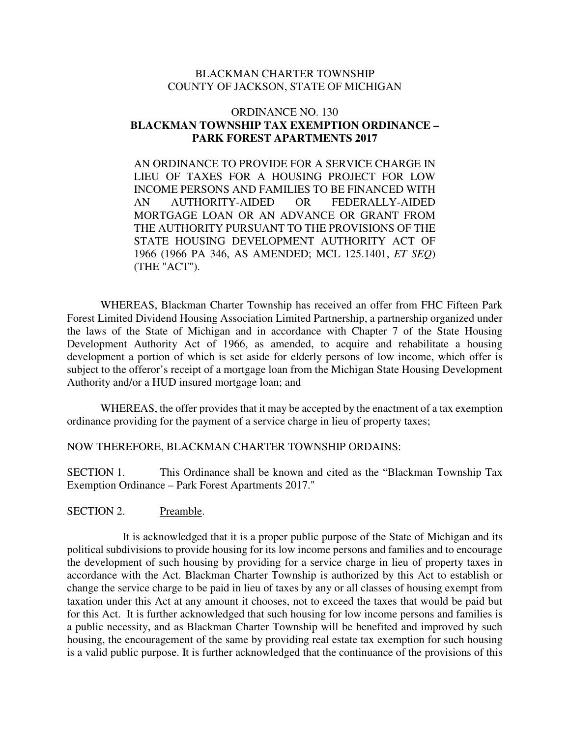BLACKMAN CHARTER TOWNSHIP
COUNTY OF JACKSON, STATE OF MICHIGAN

ORDINANCE NO. 130

**BLACKMAN TOWNSHIP TAX EXEMPTION ORDINANCE – PARK FOREST APARTMENTS 2017**

AN ORDINANCE TO PROVIDE FOR A SERVICE CHARGE IN LIEU OF TAXES FOR A HOUSING PROJECT FOR LOW INCOME PERSONS AND FAMILIES TO BE FINANCED WITH AN AUTHORITY-AIDED OR FEDERALLY-AIDED MORTGAGE LOAN OR AN ADVANCE OR GRANT FROM THE AUTHORITY PURSUANT TO THE PROVISIONS OF THE STATE HOUSING DEVELOPMENT AUTHORITY ACT OF 1966 (1966 PA 346, AS AMENDED; MCL 125.1401, *ET SEQ*) (THE "ACT").

WHEREAS, Blackman Charter Township has received an offer from FHC Fifteen Park Forest Limited Dividend Housing Association Limited Partnership, a partnership organized under the laws of the State of Michigan and in accordance with Chapter 7 of the State Housing Development Authority Act of 1966, as amended, to acquire and rehabilitate a housing development a portion of which is set aside for elderly persons of low income, which offer is subject to the offeror's receipt of a mortgage loan from the Michigan State Housing Development Authority and/or a HUD insured mortgage loan; and

WHEREAS, the offer provides that it may be accepted by the enactment of a tax exemption ordinance providing for the payment of a service charge in lieu of property taxes;

NOW THEREFORE, BLACKMAN CHARTER TOWNSHIP ORDAINS:

SECTION 1. This Ordinance shall be known and cited as the "Blackman Township Tax Exemption Ordinance – Park Forest Apartments 2017."

SECTION 2. Preamble.

It is acknowledged that it is a proper public purpose of the State of Michigan and its political subdivisions to provide housing for its low income persons and families and to encourage the development of such housing by providing for a service charge in lieu of property taxes in accordance with the Act. Blackman Charter Township is authorized by this Act to establish or change the service charge to be paid in lieu of taxes by any or all classes of housing exempt from taxation under this Act at any amount it chooses, not to exceed the taxes that would be paid but for this Act. It is further acknowledged that such housing for low income persons and families is a public necessity, and as Blackman Charter Township will be benefited and improved by such housing, the encouragement of the same by providing real estate tax exemption for such housing is a valid public purpose. It is further acknowledged that the continuance of the provisions of this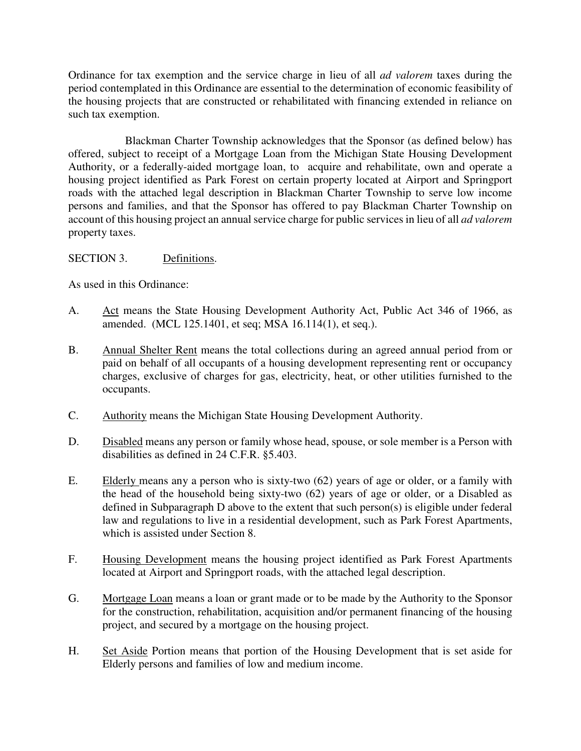Ordinance for tax exemption and the service charge in lieu of all *ad valorem* taxes during the period contemplated in this Ordinance are essential to the determination of economic feasibility of the housing projects that are constructed or rehabilitated with financing extended in reliance on such tax exemption.

Blackman Charter Township acknowledges that the Sponsor (as defined below) has offered, subject to receipt of a Mortgage Loan from the Michigan State Housing Development Authority, or a federally-aided mortgage loan, to acquire and rehabilitate, own and operate a housing project identified as Park Forest on certain property located at Airport and Springport roads with the attached legal description in Blackman Charter Township to serve low income persons and families, and that the Sponsor has offered to pay Blackman Charter Township on account of this housing project an annual service charge for public services in lieu of all *ad valorem* property taxes.

SECTION 3. Definitions.

As used in this Ordinance:

A. Act means the State Housing Development Authority Act, Public Act 346 of 1966, as amended. (MCL 125.1401, et seq; MSA 16.114(1), et seq.).

B. Annual Shelter Rent means the total collections during an agreed annual period from or paid on behalf of all occupants of a housing development representing rent or occupancy charges, exclusive of charges for gas, electricity, heat, or other utilities furnished to the occupants.

C. Authority means the Michigan State Housing Development Authority.

D. Disabled means any person or family whose head, spouse, or sole member is a Person with disabilities as defined in 24 C.F.R. §5.403.

E. Elderly means any a person who is sixty-two (62) years of age or older, or a family with the head of the household being sixty-two (62) years of age or older, or a Disabled as defined in Subparagraph D above to the extent that such person(s) is eligible under federal law and regulations to live in a residential development, such as Park Forest Apartments, which is assisted under Section 8.

F. Housing Development means the housing project identified as Park Forest Apartments located at Airport and Springport roads, with the attached legal description.

G. Mortgage Loan means a loan or grant made or to be made by the Authority to the Sponsor for the construction, rehabilitation, acquisition and/or permanent financing of the housing project, and secured by a mortgage on the housing project.

H. Set Aside Portion means that portion of the Housing Development that is set aside for Elderly persons and families of low and medium income.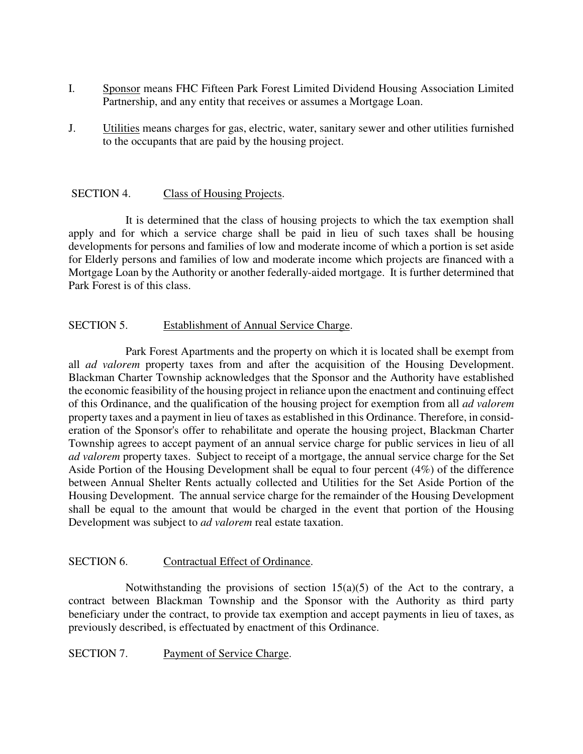I. Sponsor means FHC Fifteen Park Forest Limited Dividend Housing Association Limited Partnership, and any entity that receives or assumes a Mortgage Loan.

J. Utilities means charges for gas, electric, water, sanitary sewer and other utilities furnished to the occupants that are paid by the housing project.

SECTION 4. Class of Housing Projects.

It is determined that the class of housing projects to which the tax exemption shall apply and for which a service charge shall be paid in lieu of such taxes shall be housing developments for persons and families of low and moderate income of which a portion is set aside for Elderly persons and families of low and moderate income which projects are financed with a Mortgage Loan by the Authority or another federally-aided mortgage. It is further determined that Park Forest is of this class.

SECTION 5. Establishment of Annual Service Charge.

Park Forest Apartments and the property on which it is located shall be exempt from all *ad valorem* property taxes from and after the acquisition of the Housing Development. Blackman Charter Township acknowledges that the Sponsor and the Authority have established the economic feasibility of the housing project in reliance upon the enactment and continuing effect of this Ordinance, and the qualification of the housing project for exemption from all *ad valorem* property taxes and a payment in lieu of taxes as established in this Ordinance. Therefore, in consideration of the Sponsor's offer to rehabilitate and operate the housing project, Blackman Charter Township agrees to accept payment of an annual service charge for public services in lieu of all *ad valorem* property taxes. Subject to receipt of a mortgage, the annual service charge for the Set Aside Portion of the Housing Development shall be equal to four percent (4%) of the difference between Annual Shelter Rents actually collected and Utilities for the Set Aside Portion of the Housing Development. The annual service charge for the remainder of the Housing Development shall be equal to the amount that would be charged in the event that portion of the Housing Development was subject to *ad valorem* real estate taxation.

SECTION 6. Contractual Effect of Ordinance.

Notwithstanding the provisions of section 15(a)(5) of the Act to the contrary, a contract between Blackman Township and the Sponsor with the Authority as third party beneficiary under the contract, to provide tax exemption and accept payments in lieu of taxes, as previously described, is effectuated by enactment of this Ordinance.

SECTION 7. Payment of Service Charge.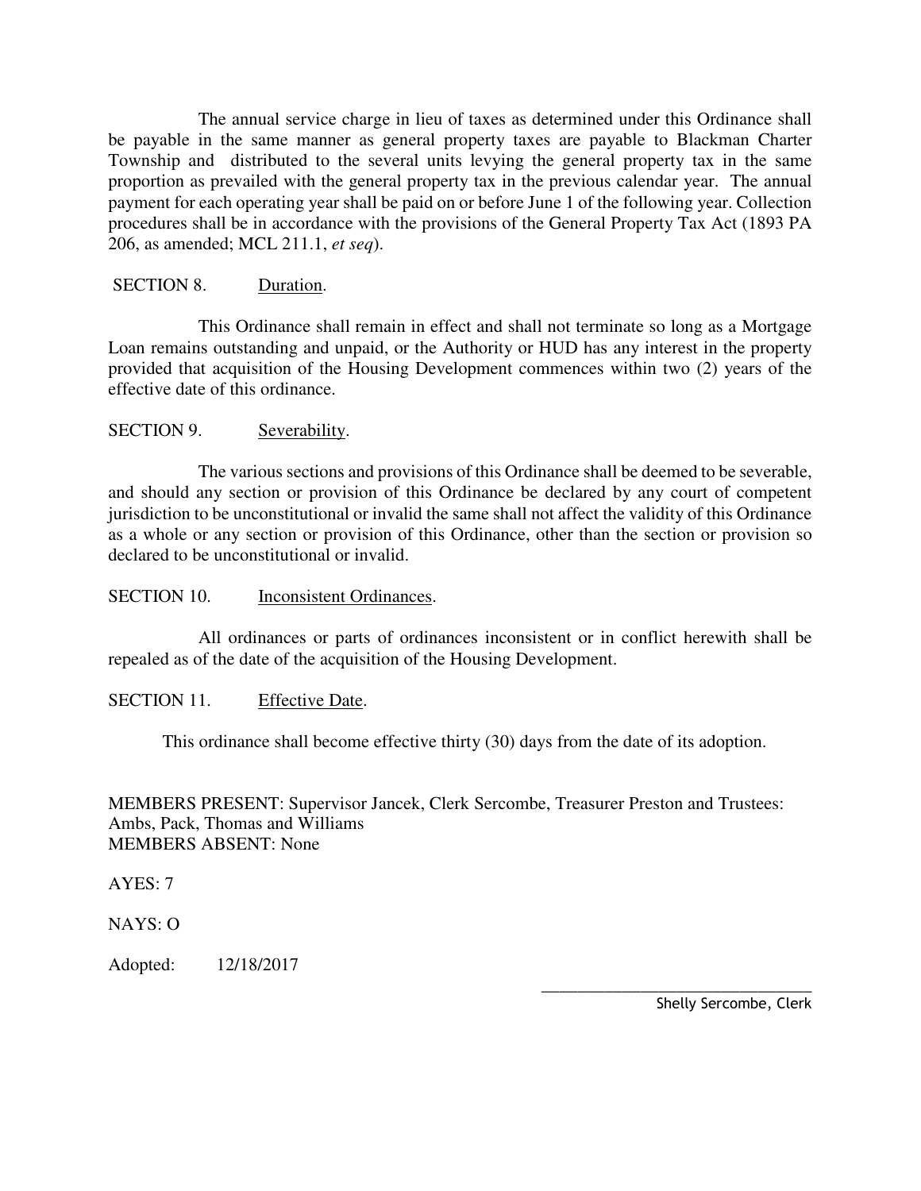The annual service charge in lieu of taxes as determined under this Ordinance shall be payable in the same manner as general property taxes are payable to Blackman Charter Township and distributed to the several units levying the general property tax in the same proportion as prevailed with the general property tax in the previous calendar year. The annual payment for each operating year shall be paid on or before June 1 of the following year. Collection procedures shall be in accordance with the provisions of the General Property Tax Act (1893 PA 206, as amended; MCL 211.1, *et seq*).

SECTION 8. Duration.

This Ordinance shall remain in effect and shall not terminate so long as a Mortgage Loan remains outstanding and unpaid, or the Authority or HUD has any interest in the property provided that acquisition of the Housing Development commences within two (2) years of the effective date of this ordinance.

SECTION 9. Severability.

The various sections and provisions of this Ordinance shall be deemed to be severable, and should any section or provision of this Ordinance be declared by any court of competent jurisdiction to be unconstitutional or invalid the same shall not affect the validity of this Ordinance as a whole or any section or provision of this Ordinance, other than the section or provision so declared to be unconstitutional or invalid.

SECTION 10. Inconsistent Ordinances.

All ordinances or parts of ordinances inconsistent or in conflict herewith shall be repealed as of the date of the acquisition of the Housing Development.

SECTION 11. Effective Date.

This ordinance shall become effective thirty (30) days from the date of its adoption.

MEMBERS PRESENT: Supervisor Jancek, Clerk Sercombe, Treasurer Preston and Trustees: Ambs, Pack, Thomas and Williams
MEMBERS ABSENT: None

AYES: 7

NAYS: O

Adopted: 12/18/2017

\_\_\_\_\_\_\_\_\_\_\_\_\_\_\_\_\_\_\_\_\_\_\_\_\_\_\_\_\_\_\_\_\_\_

Shelly Sercombe, Clerk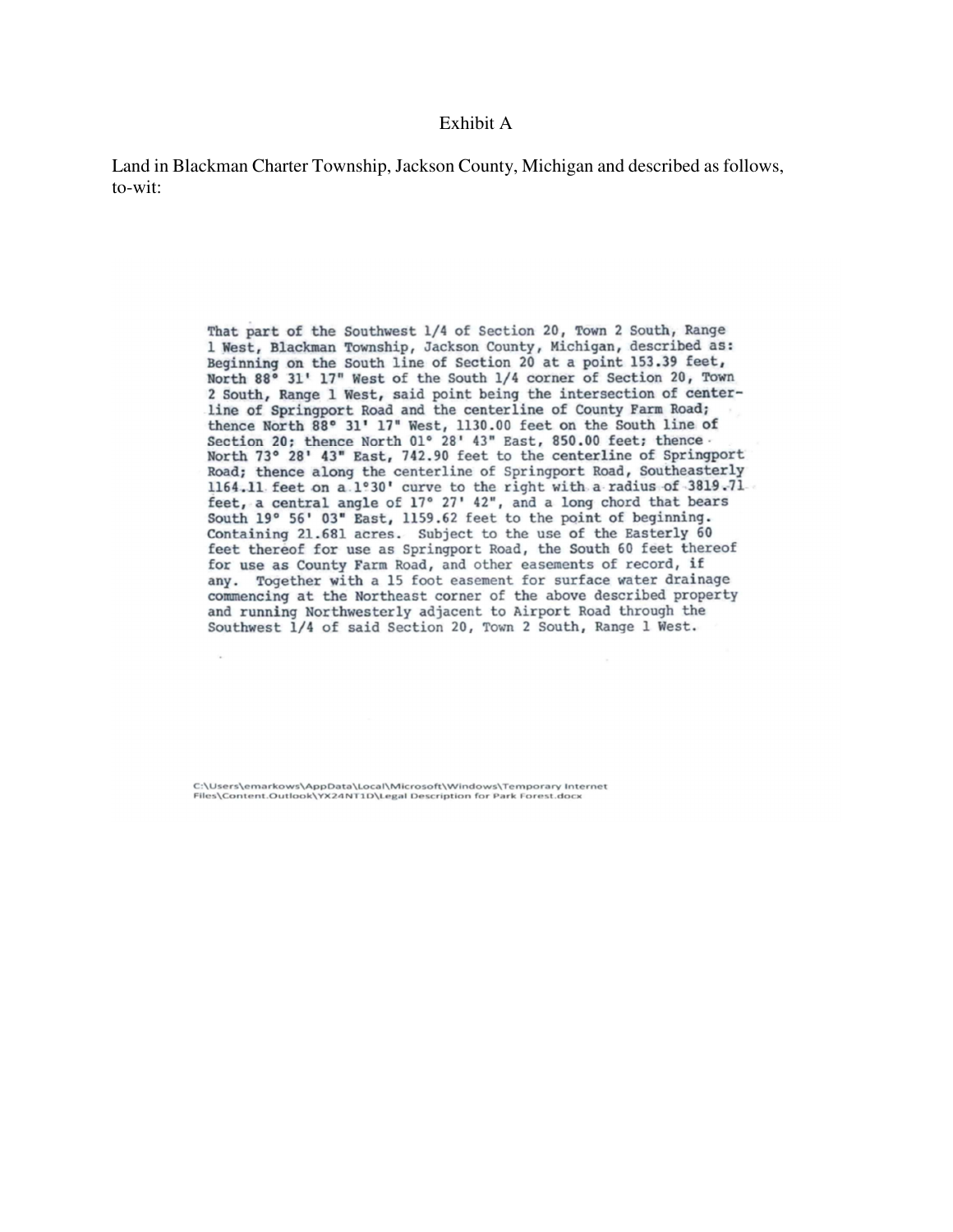Exhibit A

Land in Blackman Charter Township, Jackson County, Michigan and described as follows, to-wit:

That part of the Southwest 1/4 of Section 20, Town 2 South, Range 1 West, Blackman Township, Jackson County, Michigan, described as: Beginning on the South line of Section 20 at a point 153.39 feet, North 88° 31' 17" West of the South 1/4 corner of Section 20, Town 2 South, Range 1 West, said point being the intersection of centerline of Springport Road and the centerline of County Farm Road; thence North 88° 31' 17" West, 1130.00 feet on the South line of Section 20; thence North 01° 28' 43" East, 850.00 feet; thence North 73° 28' 43" East, 742.90 feet to the centerline of Springport Road; thence along the centerline of Springport Road, Southeasterly 1164.11 feet on a 1°30' curve to the right with a radius of 3819.71 feet, a central angle of 17° 27' 42", and a long chord that bears South 19° 56' 03" East, 1159.62 feet to the point of beginning. Containing 21.681 acres. Subject to the use of the Easterly 60 feet thereof for use as Springport Road, the South 60 feet thereof for use as County Farm Road, and other easements of record, if any. Together with a 15 foot easement for surface water drainage commencing at the Northeast corner of the above described property and running Northwesterly adjacent to Airport Road through the Southwest 1/4 of said Section 20, Town 2 South, Range 1 West.

C:\Users\emarkows\AppData\Local\Microsoft\Windows\Temporary Internet Files\Content.Outlook\YX24NT1D\Legal Description for Park Forest.docx